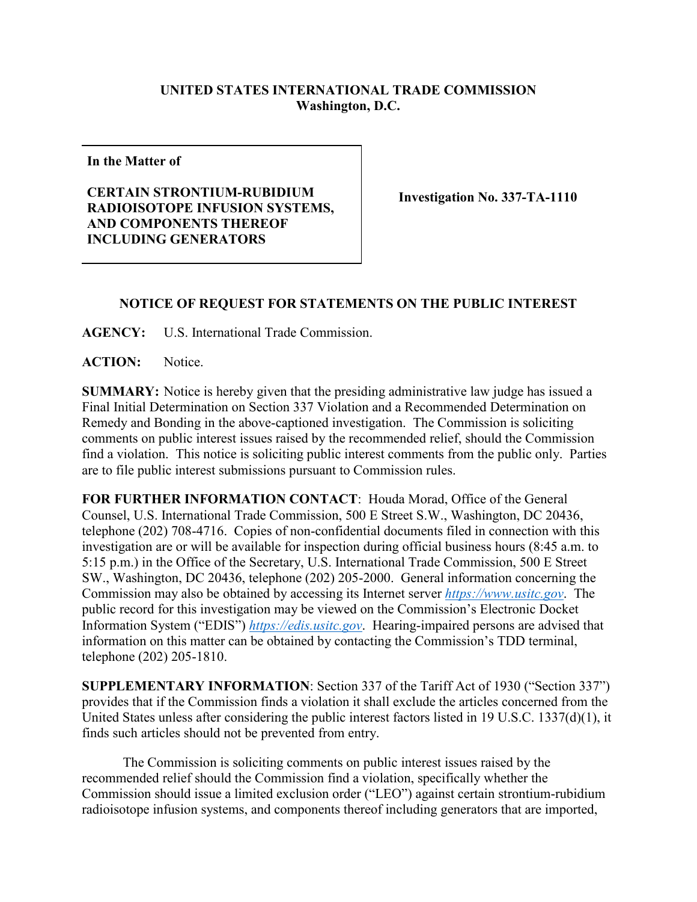**UNITED STATES INTERNATIONAL TRADE COMMISSION**
**Washington, D.C.**

**In the Matter of**

**CERTAIN STRONTIUM-RUBIDIUM RADIOISOTOPE INFUSION SYSTEMS, AND COMPONENTS THEREOF INCLUDING GENERATORS**

**Investigation No. 337-TA-1110**

## NOTICE OF REQUEST FOR STATEMENTS ON THE PUBLIC INTEREST

**AGENCY:** U.S. International Trade Commission.

**ACTION:** Notice.

**SUMMARY:** Notice is hereby given that the presiding administrative law judge has issued a Final Initial Determination on Section 337 Violation and a Recommended Determination on Remedy and Bonding in the above-captioned investigation. The Commission is soliciting comments on public interest issues raised by the recommended relief, should the Commission find a violation. This notice is soliciting public interest comments from the public only. Parties are to file public interest submissions pursuant to Commission rules.

**FOR FURTHER INFORMATION CONTACT**: Houda Morad, Office of the General Counsel, U.S. International Trade Commission, 500 E Street S.W., Washington, DC 20436, telephone (202) 708-4716. Copies of non-confidential documents filed in connection with this investigation are or will be available for inspection during official business hours (8:45 a.m. to 5:15 p.m.) in the Office of the Secretary, U.S. International Trade Commission, 500 E Street SW., Washington, DC 20436, telephone (202) 205-2000. General information concerning the Commission may also be obtained by accessing its Internet server *https://www.usitc.gov*. The public record for this investigation may be viewed on the Commission's Electronic Docket Information System ("EDIS") *https://edis.usitc.gov*. Hearing-impaired persons are advised that information on this matter can be obtained by contacting the Commission's TDD terminal, telephone (202) 205-1810.

**SUPPLEMENTARY INFORMATION**: Section 337 of the Tariff Act of 1930 ("Section 337") provides that if the Commission finds a violation it shall exclude the articles concerned from the United States unless after considering the public interest factors listed in 19 U.S.C. 1337(d)(1), it finds such articles should not be prevented from entry.

The Commission is soliciting comments on public interest issues raised by the recommended relief should the Commission find a violation, specifically whether the Commission should issue a limited exclusion order ("LEO") against certain strontium-rubidium radioisotope infusion systems, and components thereof including generators that are imported,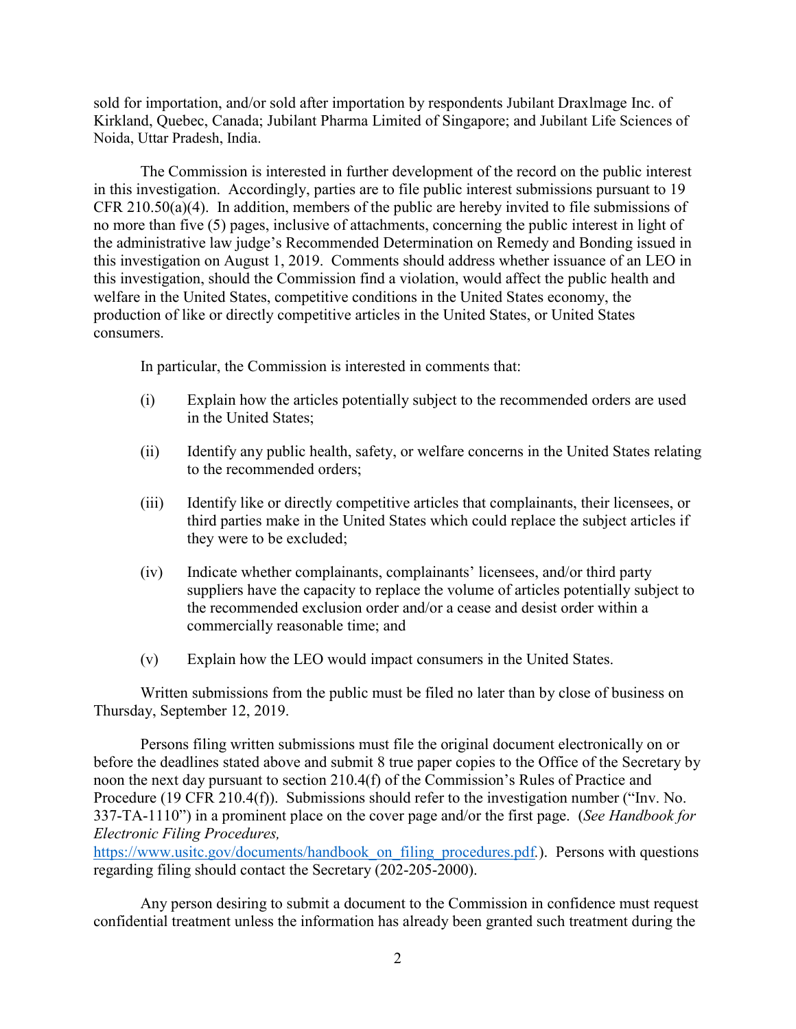sold for importation, and/or sold after importation by respondents Jubilant Draxlmage Inc. of Kirkland, Quebec, Canada; Jubilant Pharma Limited of Singapore; and Jubilant Life Sciences of Noida, Uttar Pradesh, India.

The Commission is interested in further development of the record on the public interest in this investigation. Accordingly, parties are to file public interest submissions pursuant to 19 CFR 210.50(a)(4). In addition, members of the public are hereby invited to file submissions of no more than five (5) pages, inclusive of attachments, concerning the public interest in light of the administrative law judge's Recommended Determination on Remedy and Bonding issued in this investigation on August 1, 2019. Comments should address whether issuance of an LEO in this investigation, should the Commission find a violation, would affect the public health and welfare in the United States, competitive conditions in the United States economy, the production of like or directly competitive articles in the United States, or United States consumers.

In particular, the Commission is interested in comments that:

(i) Explain how the articles potentially subject to the recommended orders are used in the United States;

(ii) Identify any public health, safety, or welfare concerns in the United States relating to the recommended orders;

(iii) Identify like or directly competitive articles that complainants, their licensees, or third parties make in the United States which could replace the subject articles if they were to be excluded;

(iv) Indicate whether complainants, complainants' licensees, and/or third party suppliers have the capacity to replace the volume of articles potentially subject to the recommended exclusion order and/or a cease and desist order within a commercially reasonable time; and

(v) Explain how the LEO would impact consumers in the United States.

Written submissions from the public must be filed no later than by close of business on Thursday, September 12, 2019.

Persons filing written submissions must file the original document electronically on or before the deadlines stated above and submit 8 true paper copies to the Office of the Secretary by noon the next day pursuant to section 210.4(f) of the Commission's Rules of Practice and Procedure (19 CFR 210.4(f)). Submissions should refer to the investigation number ("Inv. No. 337-TA-1110") in a prominent place on the cover page and/or the first page. (*See Handbook for Electronic Filing Procedures,* https://www.usitc.gov/documents/handbook_on_filing_procedures.pdf.). Persons with questions regarding filing should contact the Secretary (202-205-2000).

Any person desiring to submit a document to the Commission in confidence must request confidential treatment unless the information has already been granted such treatment during the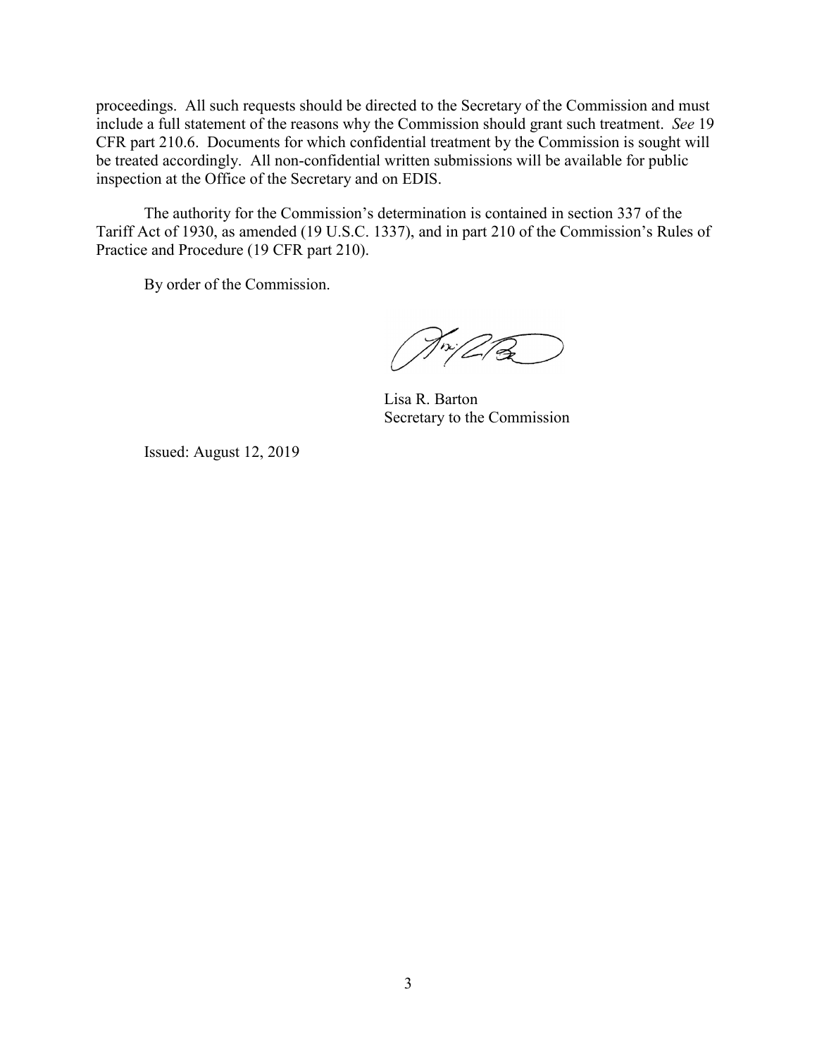proceedings. All such requests should be directed to the Secretary of the Commission and must include a full statement of the reasons why the Commission should grant such treatment. *See* 19 CFR part 210.6. Documents for which confidential treatment by the Commission is sought will be treated accordingly. All non-confidential written submissions will be available for public inspection at the Office of the Secretary and on EDIS.

The authority for the Commission's determination is contained in section 337 of the Tariff Act of 1930, as amended (19 U.S.C. 1337), and in part 210 of the Commission's Rules of Practice and Procedure (19 CFR part 210).

By order of the Commission.

Lisa R. Barton
Secretary to the Commission

Issued: August 12, 2019